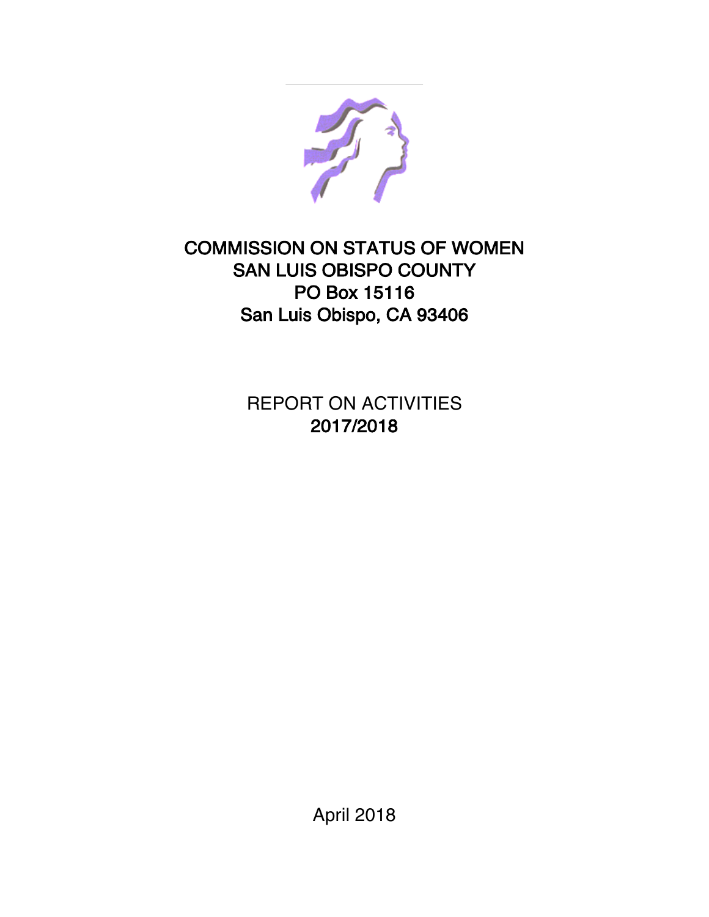# COMMISSION ON STATUS OF WOMEN
# SAN LUIS OBISPO COUNTY
# PO Box 15116
# San Luis Obispo, CA 93406

REPORT ON ACTIVITIES

**2017/2018**

April 2018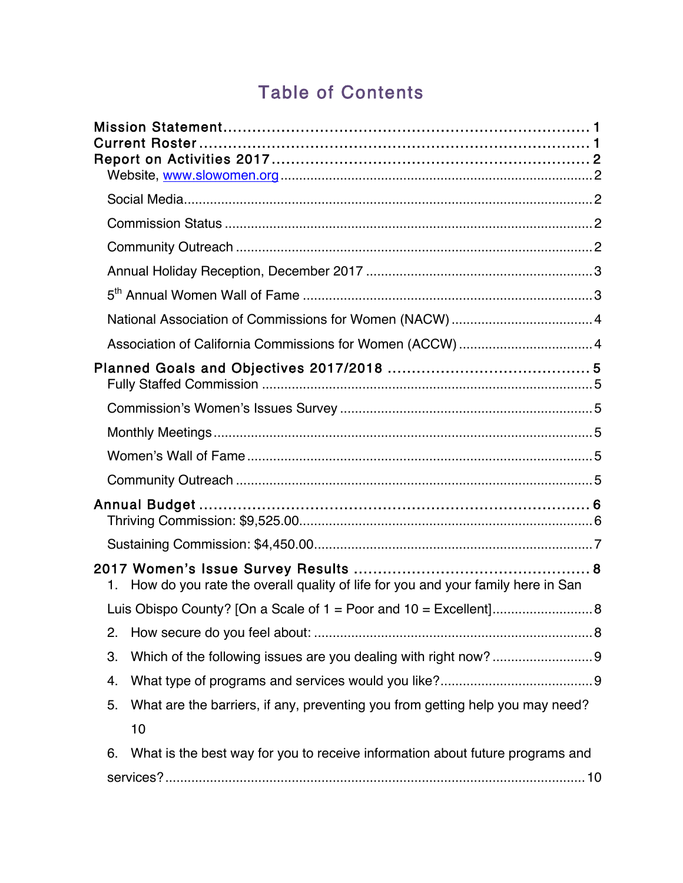# Table of Contents

**Mission Statement** ........................................................................ 1
**Current Roster** .............................................................................. 1
**Report on Activities 2017** .............................................................. 2

- Website, www.slowomen.org ........................................................ 2
- Social Media .................................................................................. 2
- Commission Status ........................................................................ 2
- Community Outreach ..................................................................... 2
- Annual Holiday Reception, December 2017 .................................. 3
- 5th Annual Women Wall of Fame .................................................. 3
- National Association of Commissions for Women (NACW) ............ 4
- Association of California Commissions for Women (ACCW) .......... 4

**Planned Goals and Objectives 2017/2018** ....................................... 5

- Fully Staffed Commission .............................................................. 5
- Commission's Women's Issues Survey .......................................... 5
- Monthly Meetings ........................................................................... 5
- Women's Wall of Fame ................................................................... 5
- Community Outreach ...................................................................... 5

**Annual Budget** ................................................................................. 6

- Thriving Commission: $9,525.00 ..................................................... 6
- Sustaining Commission: $4,450.00 ................................................. 7

**2017 Women's Issue Survey Results** ............................................... 8

1. How do you rate the overall quality of life for you and your family here in San Luis Obispo County? [On a Scale of 1 = Poor and 10 = Excellent] ........................... 8
2. How secure do you feel about: ......................................................... 8
3. Which of the following issues are you dealing with right now? ........ 9
4. What type of programs and services would you like? ...................... 9
5. What are the barriers, if any, preventing you from getting help you may need? 10
6. What is the best way for you to receive information about future programs and services? ........................................................................................ 10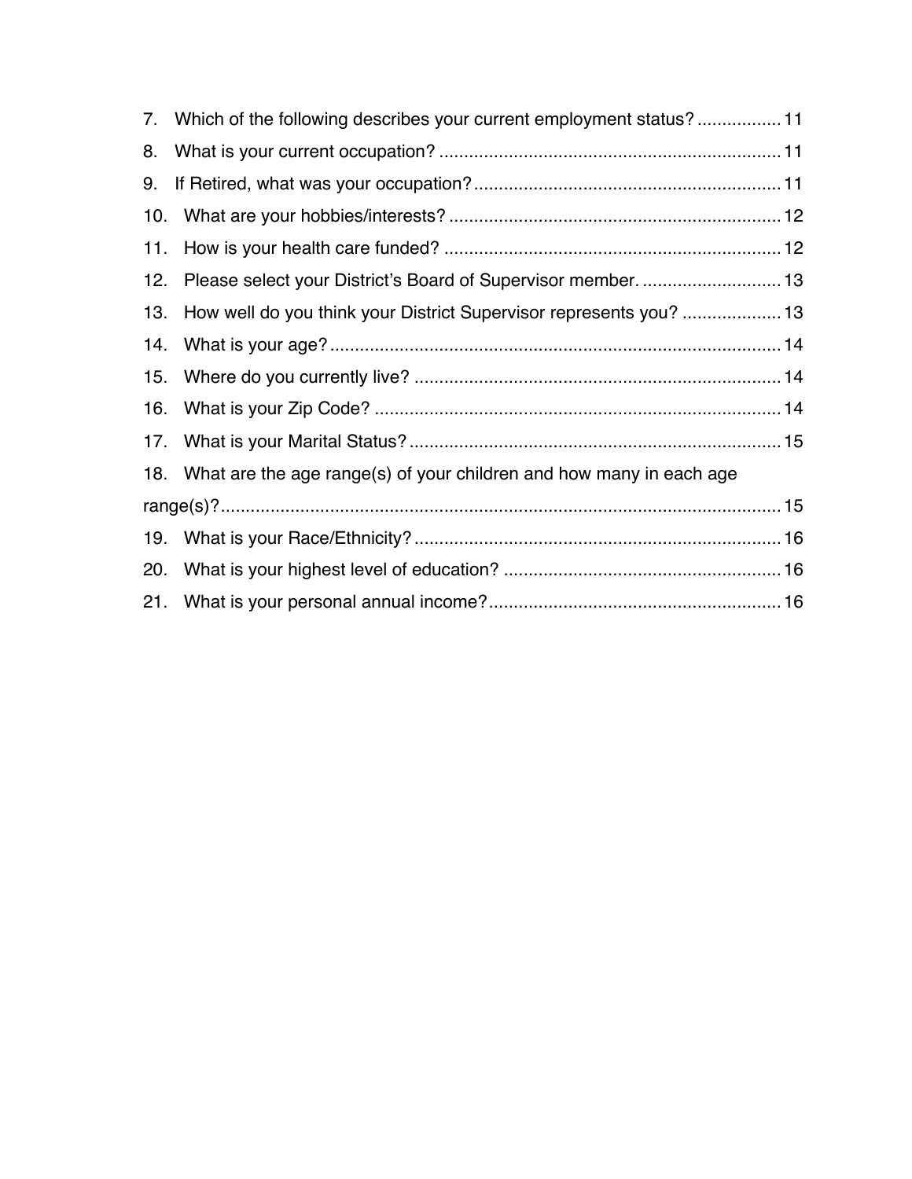7. Which of the following describes your current employment status? ................. 11
8. What is your current occupation? .................................................................... 11
9. If Retired, what was your occupation? ............................................................. 11
10. What are your hobbies/interests? .................................................................. 12
11. How is your health care funded? ................................................................... 12
12. Please select your District's Board of Supervisor member. ............................ 13
13. How well do you think your District Supervisor represents you? .................... 13
14. What is your age? .......................................................................................... 14
15. Where do you currently live? ......................................................................... 14
16. What is your Zip Code? ................................................................................. 14
17. What is your Marital Status? .......................................................................... 15
18. What are the age range(s) of your children and how many in each age range(s)? ................................................................................................................ 15
19. What is your Race/Ethnicity? ......................................................................... 16
20. What is your highest level of education? ....................................................... 16
21. What is your personal annual income? .......................................................... 16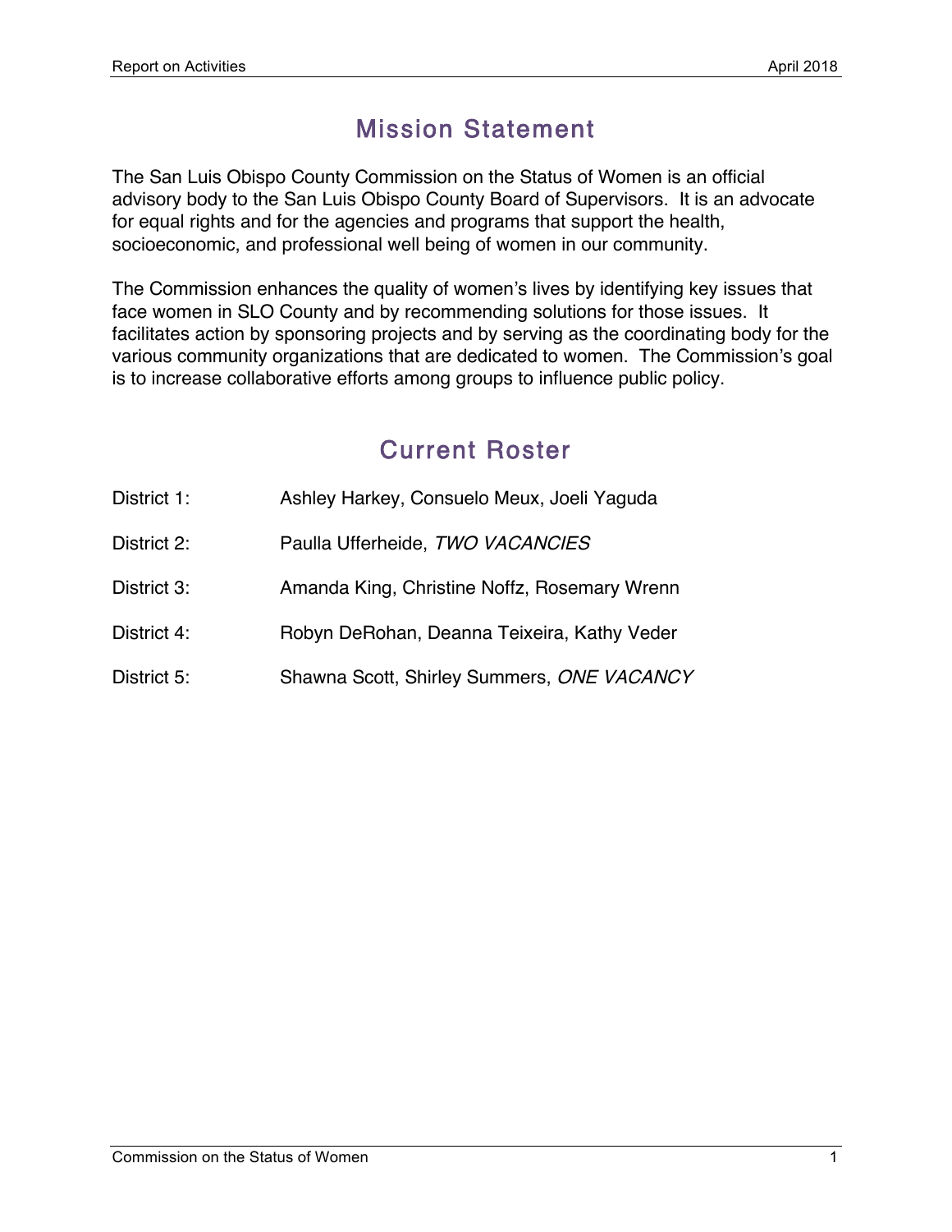## Mission Statement

The San Luis Obispo County Commission on the Status of Women is an official advisory body to the San Luis Obispo County Board of Supervisors. It is an advocate for equal rights and for the agencies and programs that support the health, socioeconomic, and professional well being of women in our community.

The Commission enhances the quality of women's lives by identifying key issues that face women in SLO County and by recommending solutions for those issues. It facilitates action by sponsoring projects and by serving as the coordinating body for the various community organizations that are dedicated to women. The Commission's goal is to increase collaborative efforts among groups to influence public policy.

## Current Roster

District 1: Ashley Harkey, Consuelo Meux, Joeli Yaguda

District 2: Paulla Ufferheide, *TWO VACANCIES*

District 3: Amanda King, Christine Noffz, Rosemary Wrenn

District 4: Robyn DeRohan, Deanna Teixeira, Kathy Veder

District 5: Shawna Scott, Shirley Summers, *ONE VACANCY*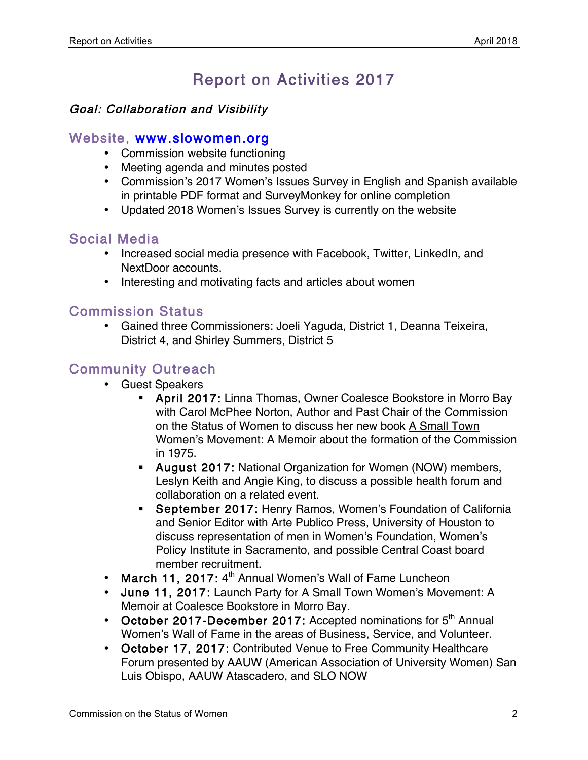# Report on Activities 2017

***Goal: Collaboration and Visibility***

## Website, [www.slowomen.org](http://www.slowomen.org)

- Commission website functioning
- Meeting agenda and minutes posted
- Commission's 2017 Women's Issues Survey in English and Spanish available in printable PDF format and SurveyMonkey for online completion
- Updated 2018 Women's Issues Survey is currently on the website

## Social Media

- Increased social media presence with Facebook, Twitter, LinkedIn, and NextDoor accounts.
- Interesting and motivating facts and articles about women

## Commission Status

- Gained three Commissioners: Joeli Yaguda, District 1, Deanna Teixeira, District 4, and Shirley Summers, District 5

## Community Outreach

- Guest Speakers
  - **April 2017:** Linna Thomas, Owner Coalesce Bookstore in Morro Bay with Carol McPhee Norton, Author and Past Chair of the Commission on the Status of Women to discuss her new book <u>A Small Town Women's Movement: A Memoir</u> about the formation of the Commission in 1975.
  - **August 2017:** National Organization for Women (NOW) members, Leslyn Keith and Angie King, to discuss a possible health forum and collaboration on a related event.
  - **September 2017:** Henry Ramos, Women's Foundation of California and Senior Editor with Arte Publico Press, University of Houston to discuss representation of men in Women's Foundation, Women's Policy Institute in Sacramento, and possible Central Coast board member recruitment.
- **March 11, 2017:** 4th Annual Women's Wall of Fame Luncheon
- **June 11, 2017:** Launch Party for <u>A Small Town Women's Movement: A</u> Memoir at Coalesce Bookstore in Morro Bay.
- **October 2017-December 2017:** Accepted nominations for 5th Annual Women's Wall of Fame in the areas of Business, Service, and Volunteer.
- **October 17, 2017:** Contributed Venue to Free Community Healthcare Forum presented by AAUW (American Association of University Women) San Luis Obispo, AAUW Atascadero, and SLO NOW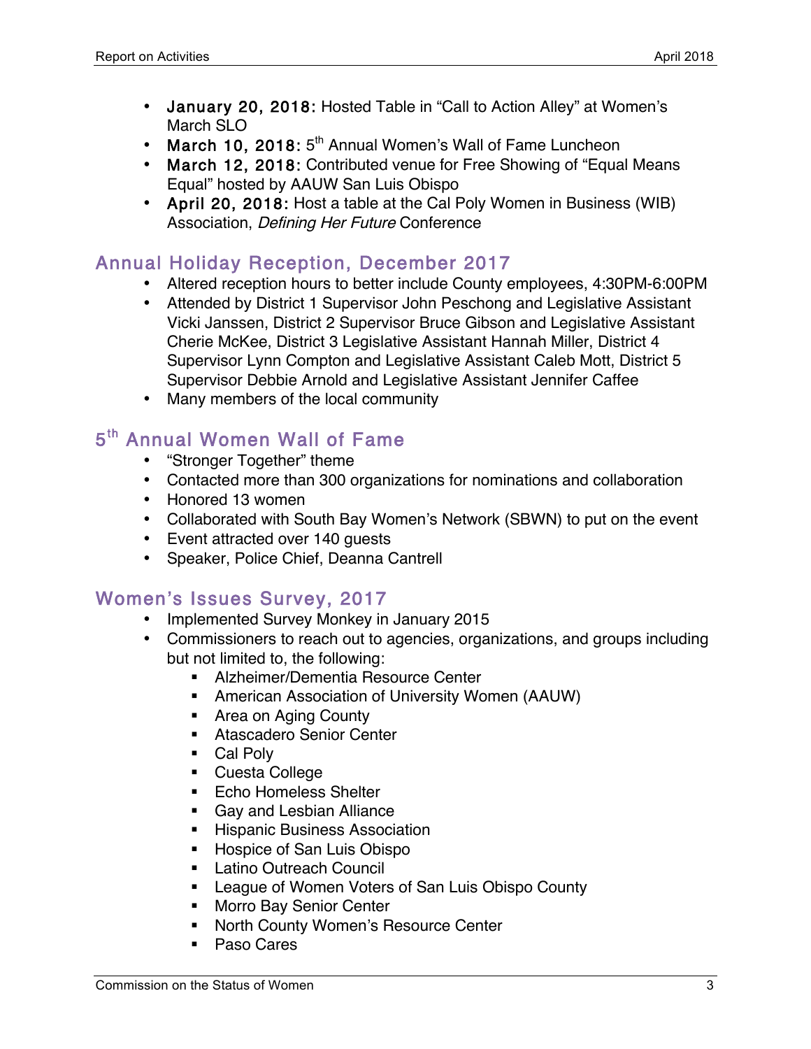- **January 20, 2018:** Hosted Table in "Call to Action Alley" at Women's March SLO
- **March 10, 2018:** 5th Annual Women's Wall of Fame Luncheon
- **March 12, 2018:** Contributed venue for Free Showing of "Equal Means Equal" hosted by AAUW San Luis Obispo
- **April 20, 2018:** Host a table at the Cal Poly Women in Business (WIB) Association, *Defining Her Future* Conference

## Annual Holiday Reception, December 2017

- Altered reception hours to better include County employees, 4:30PM-6:00PM
- Attended by District 1 Supervisor John Peschong and Legislative Assistant Vicki Janssen, District 2 Supervisor Bruce Gibson and Legislative Assistant Cherie McKee, District 3 Legislative Assistant Hannah Miller, District 4 Supervisor Lynn Compton and Legislative Assistant Caleb Mott, District 5 Supervisor Debbie Arnold and Legislative Assistant Jennifer Caffee
- Many members of the local community

## 5th Annual Women Wall of Fame

- "Stronger Together" theme
- Contacted more than 300 organizations for nominations and collaboration
- Honored 13 women
- Collaborated with South Bay Women's Network (SBWN) to put on the event
- Event attracted over 140 guests
- Speaker, Police Chief, Deanna Cantrell

## Women's Issues Survey, 2017

- Implemented Survey Monkey in January 2015
- Commissioners to reach out to agencies, organizations, and groups including but not limited to, the following:
  - Alzheimer/Dementia Resource Center
  - American Association of University Women (AAUW)
  - Area on Aging County
  - Atascadero Senior Center
  - Cal Poly
  - Cuesta College
  - Echo Homeless Shelter
  - Gay and Lesbian Alliance
  - Hispanic Business Association
  - Hospice of San Luis Obispo
  - Latino Outreach Council
  - League of Women Voters of San Luis Obispo County
  - Morro Bay Senior Center
  - North County Women's Resource Center
  - Paso Cares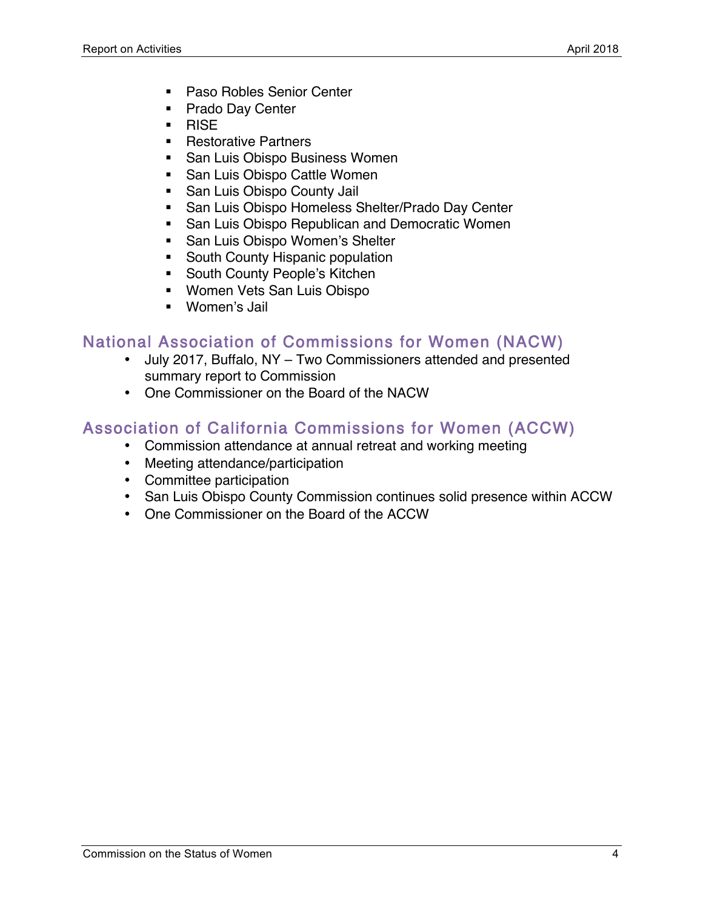- Paso Robles Senior Center
- Prado Day Center
- RISE
- Restorative Partners
- San Luis Obispo Business Women
- San Luis Obispo Cattle Women
- San Luis Obispo County Jail
- San Luis Obispo Homeless Shelter/Prado Day Center
- San Luis Obispo Republican and Democratic Women
- San Luis Obispo Women's Shelter
- South County Hispanic population
- South County People's Kitchen
- Women Vets San Luis Obispo
- Women's Jail

## National Association of Commissions for Women (NACW)

- July 2017, Buffalo, NY – Two Commissioners attended and presented summary report to Commission
- One Commissioner on the Board of the NACW

## Association of California Commissions for Women (ACCW)

- Commission attendance at annual retreat and working meeting
- Meeting attendance/participation
- Committee participation
- San Luis Obispo County Commission continues solid presence within ACCW
- One Commissioner on the Board of the ACCW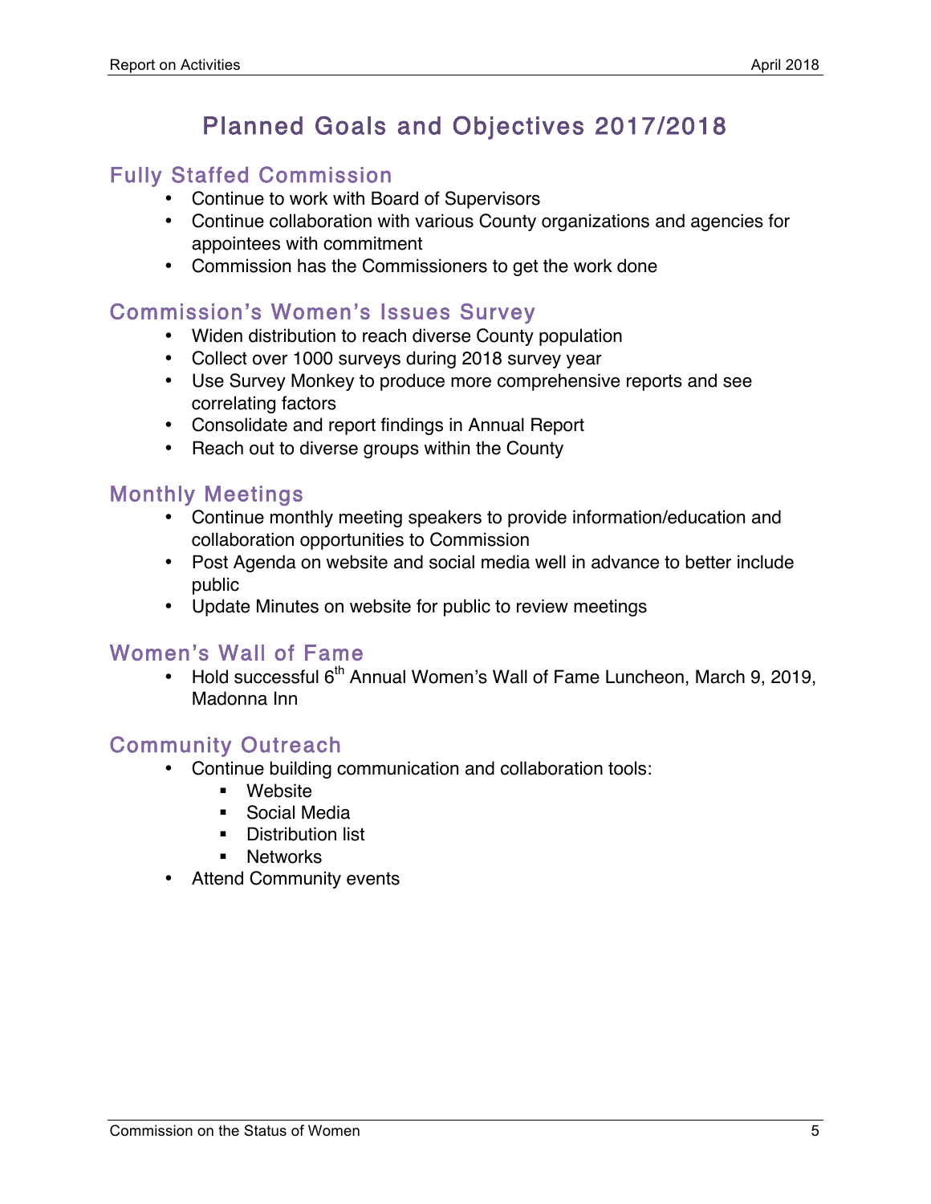# Planned Goals and Objectives 2017/2018

## Fully Staffed Commission

- Continue to work with Board of Supervisors
- Continue collaboration with various County organizations and agencies for appointees with commitment
- Commission has the Commissioners to get the work done

## Commission's Women's Issues Survey

- Widen distribution to reach diverse County population
- Collect over 1000 surveys during 2018 survey year
- Use Survey Monkey to produce more comprehensive reports and see correlating factors
- Consolidate and report findings in Annual Report
- Reach out to diverse groups within the County

## Monthly Meetings

- Continue monthly meeting speakers to provide information/education and collaboration opportunities to Commission
- Post Agenda on website and social media well in advance to better include public
- Update Minutes on website for public to review meetings

## Women's Wall of Fame

- Hold successful 6th Annual Women's Wall of Fame Luncheon, March 9, 2019, Madonna Inn

## Community Outreach

- Continue building communication and collaboration tools:
  - Website
  - Social Media
  - Distribution list
  - Networks
- Attend Community events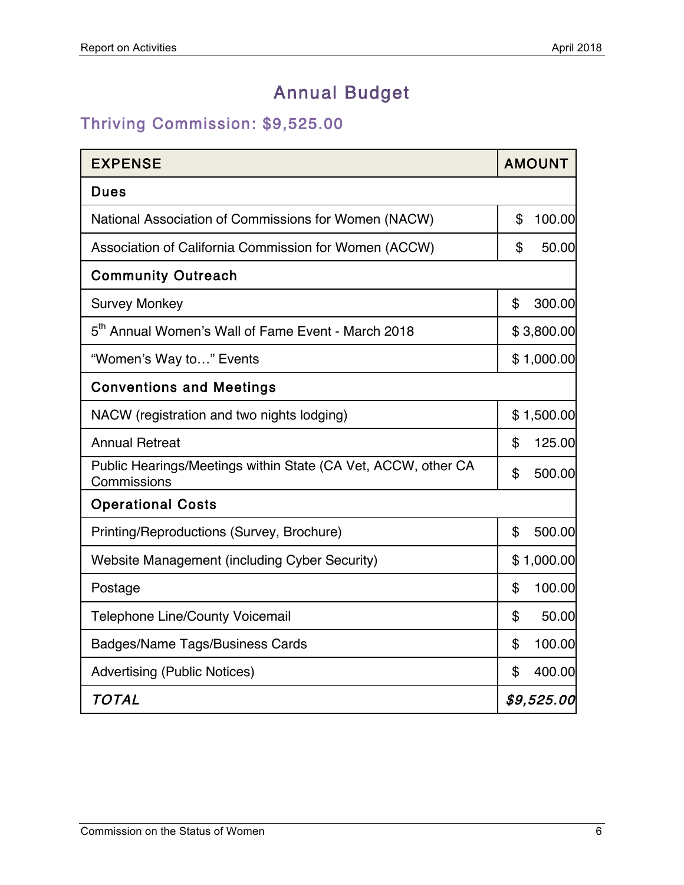# Annual Budget

## Thriving Commission: $9,525.00

| EXPENSE | AMOUNT |
|---|---|
| **Dues** | |
| National Association of Commissions for Women (NACW) | $ 100.00 |
| Association of California Commission for Women (ACCW) | $ 50.00 |
| **Community Outreach** | |
| Survey Monkey | $ 300.00 |
| 5th Annual Women's Wall of Fame Event - March 2018 | $ 3,800.00 |
| "Women's Way to…" Events | $ 1,000.00 |
| **Conventions and Meetings** | |
| NACW (registration and two nights lodging) | $ 1,500.00 |
| Annual Retreat | $ 125.00 |
| Public Hearings/Meetings within State (CA Vet, ACCW, other CA Commissions | $ 500.00 |
| **Operational Costs** | |
| Printing/Reproductions (Survey, Brochure) | $ 500.00 |
| Website Management (including Cyber Security) | $ 1,000.00 |
| Postage | $ 100.00 |
| Telephone Line/County Voicemail | $ 50.00 |
| Badges/Name Tags/Business Cards | $ 100.00 |
| Advertising (Public Notices) | $ 400.00 |
| ***TOTAL*** | ***$9,525.00*** |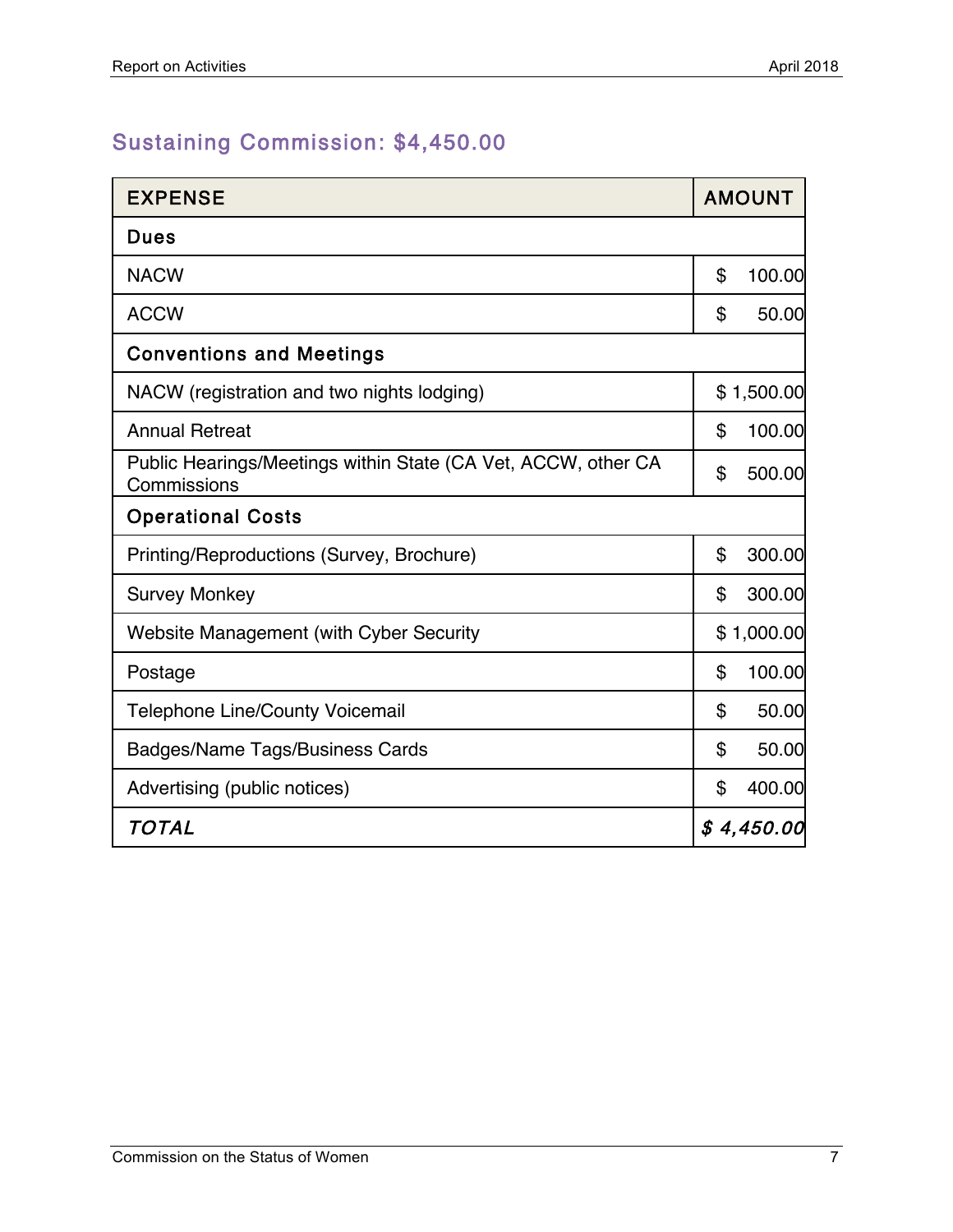## Sustaining Commission: $4,450.00

| EXPENSE | AMOUNT |
| --- | --- |
| **Dues** | |
| NACW | $ 100.00 |
| ACCW | $ 50.00 |
| **Conventions and Meetings** | |
| NACW (registration and two nights lodging) | $ 1,500.00 |
| Annual Retreat | $ 100.00 |
| Public Hearings/Meetings within State (CA Vet, ACCW, other CA Commissions | $ 500.00 |
| **Operational Costs** | |
| Printing/Reproductions (Survey, Brochure) | $ 300.00 |
| Survey Monkey | $ 300.00 |
| Website Management (with Cyber Security | $ 1,000.00 |
| Postage | $ 100.00 |
| Telephone Line/County Voicemail | $ 50.00 |
| Badges/Name Tags/Business Cards | $ 50.00 |
| Advertising (public notices) | $ 400.00 |
| ***TOTAL*** | ***$ 4,450.00*** |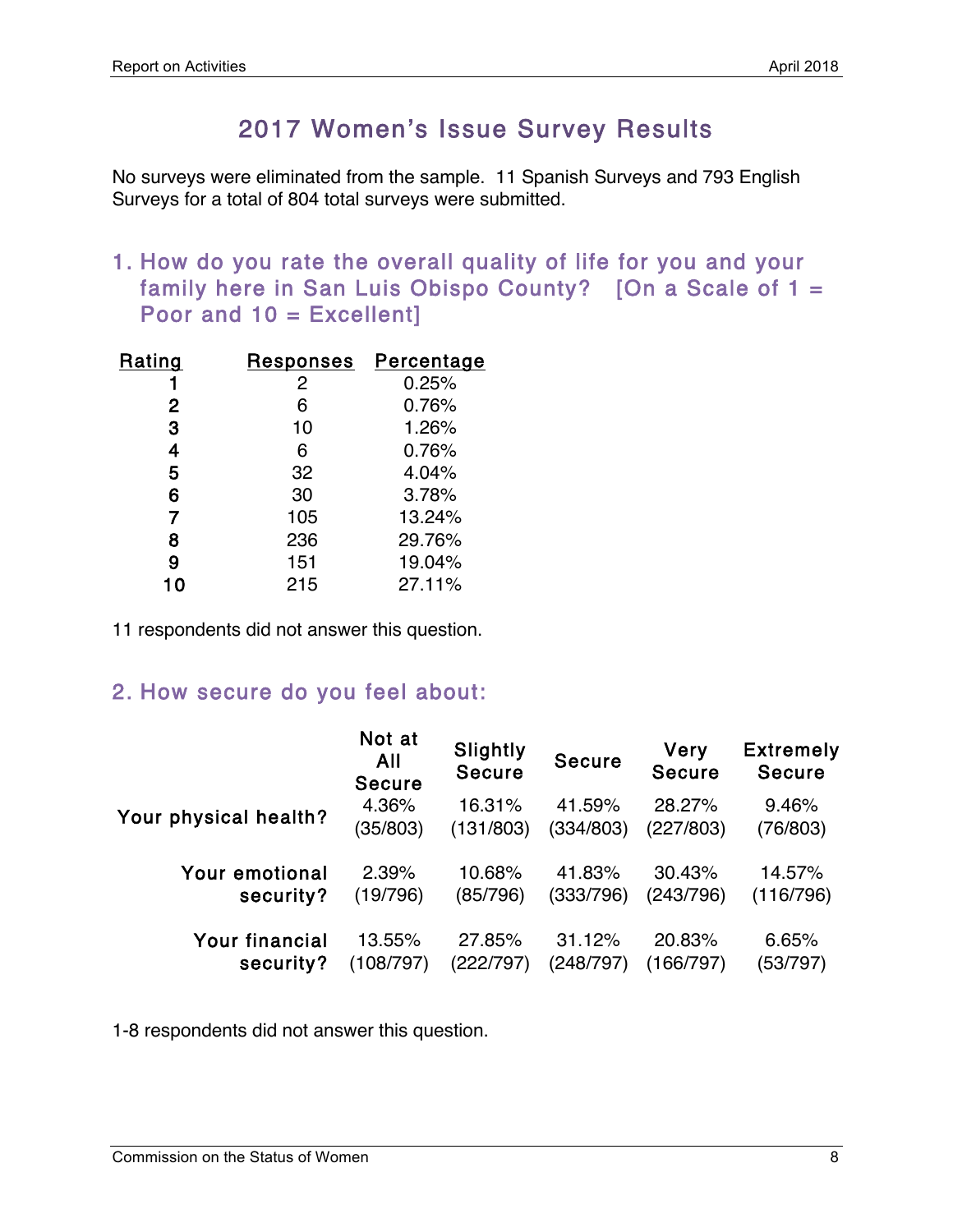# 2017 Women's Issue Survey Results

No surveys were eliminated from the sample. 11 Spanish Surveys and 793 English Surveys for a total of 804 total surveys were submitted.

## 1. How do you rate the overall quality of life for you and your family here in San Luis Obispo County? [On a Scale of 1 = Poor and 10 = Excellent]

| Rating | Responses | Percentage |
|---|---|---|
| 1 | 2 | 0.25% |
| 2 | 6 | 0.76% |
| 3 | 10 | 1.26% |
| 4 | 6 | 0.76% |
| 5 | 32 | 4.04% |
| 6 | 30 | 3.78% |
| 7 | 105 | 13.24% |
| 8 | 236 | 29.76% |
| 9 | 151 | 19.04% |
| 10 | 215 | 27.11% |

11 respondents did not answer this question.

## 2. How secure do you feel about:

| | Not at All Secure | Slightly Secure | Secure | Very Secure | Extremely Secure |
|---|---|---|---|---|---|
| Your physical health? | 4.36% (35/803) | 16.31% (131/803) | 41.59% (334/803) | 28.27% (227/803) | 9.46% (76/803) |
| Your emotional security? | 2.39% (19/796) | 10.68% (85/796) | 41.83% (333/796) | 30.43% (243/796) | 14.57% (116/796) |
| Your financial security? | 13.55% (108/797) | 27.85% (222/797) | 31.12% (248/797) | 20.83% (166/797) | 6.65% (53/797) |

1-8 respondents did not answer this question.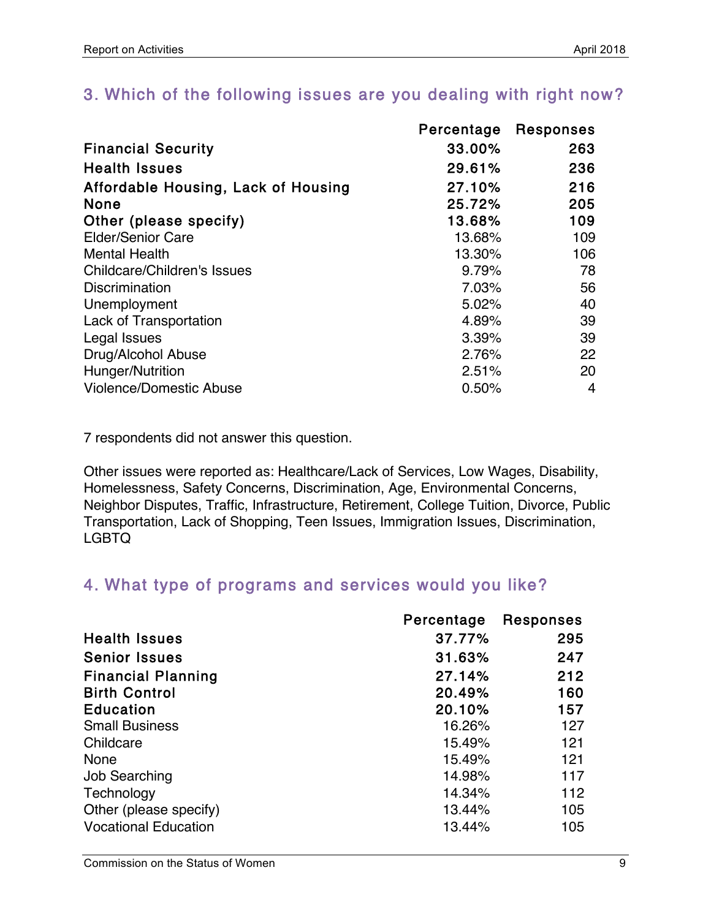## 3. Which of the following issues are you dealing with right now?

| | Percentage | Responses |
|---|---|---|
| **Financial Security** | **33.00%** | **263** |
| **Health Issues** | **29.61%** | **236** |
| **Affordable Housing, Lack of Housing** | **27.10%** | **216** |
| **None** | **25.72%** | **205** |
| **Other (please specify)** | **13.68%** | **109** |
| Elder/Senior Care | 13.68% | 109 |
| Mental Health | 13.30% | 106 |
| Childcare/Children's Issues | 9.79% | 78 |
| Discrimination | 7.03% | 56 |
| Unemployment | 5.02% | 40 |
| Lack of Transportation | 4.89% | 39 |
| Legal Issues | 3.39% | 39 |
| Drug/Alcohol Abuse | 2.76% | 22 |
| Hunger/Nutrition | 2.51% | 20 |
| Violence/Domestic Abuse | 0.50% | 4 |

7 respondents did not answer this question.

Other issues were reported as: Healthcare/Lack of Services, Low Wages, Disability, Homelessness, Safety Concerns, Discrimination, Age, Environmental Concerns, Neighbor Disputes, Traffic, Infrastructure, Retirement, College Tuition, Divorce, Public Transportation, Lack of Shopping, Teen Issues, Immigration Issues, Discrimination, LGBTQ

## 4. What type of programs and services would you like?

| | Percentage | Responses |
|---|---|---|
| **Health Issues** | **37.77%** | **295** |
| **Senior Issues** | **31.63%** | **247** |
| **Financial Planning** | **27.14%** | **212** |
| **Birth Control** | **20.49%** | **160** |
| **Education** | **20.10%** | **157** |
| Small Business | 16.26% | 127 |
| Childcare | 15.49% | 121 |
| None | 15.49% | 121 |
| Job Searching | 14.98% | 117 |
| Technology | 14.34% | 112 |
| Other (please specify) | 13.44% | 105 |
| Vocational Education | 13.44% | 105 |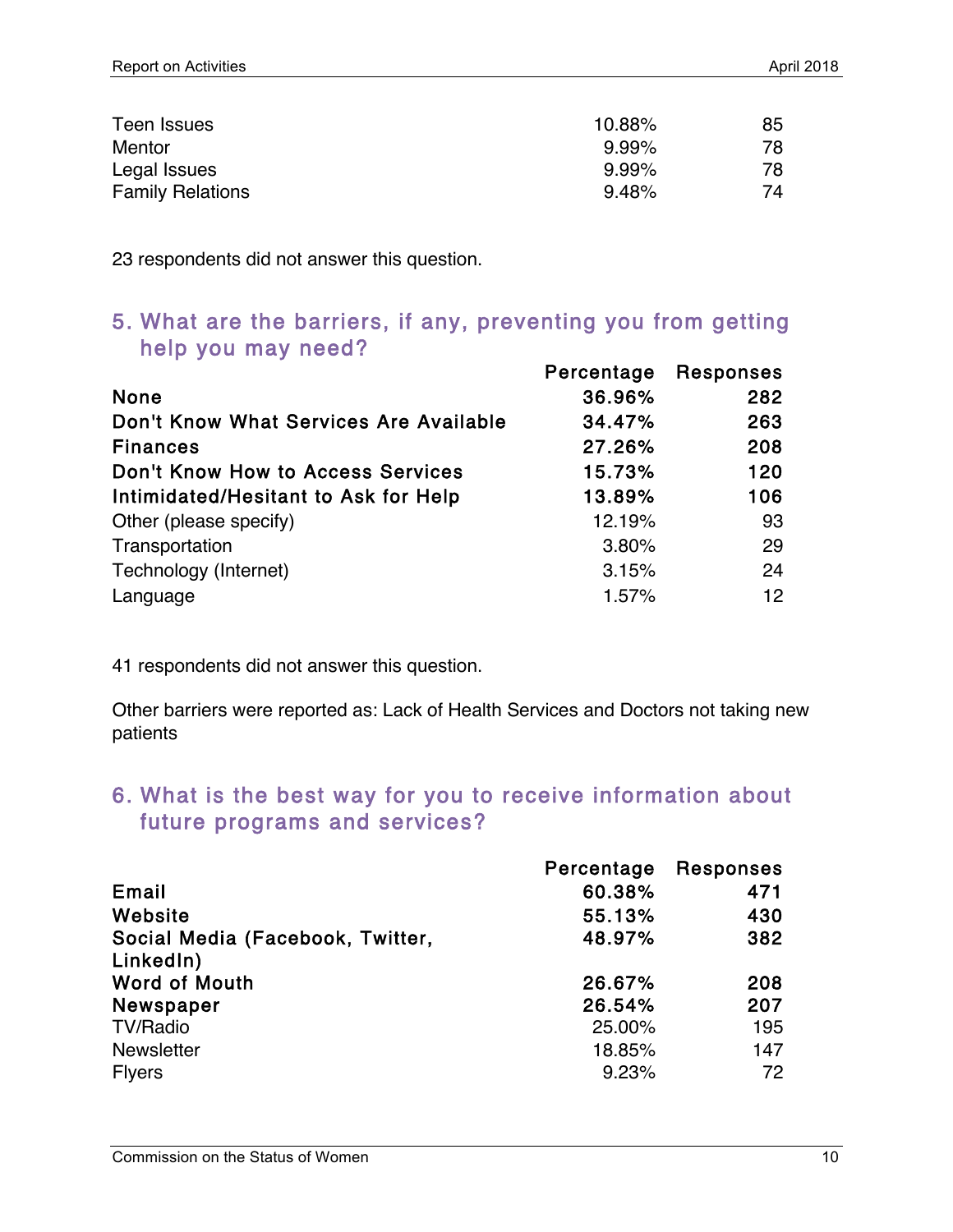| | | |
|---|---|---|
| Teen Issues | 10.88% | 85 |
| Mentor | 9.99% | 78 |
| Legal Issues | 9.99% | 78 |
| Family Relations | 9.48% | 74 |

23 respondents did not answer this question.

## 5. What are the barriers, if any, preventing you from getting help you may need?

| | Percentage | Responses |
|---|---|---|
| **None** | **36.96%** | **282** |
| **Don't Know What Services Are Available** | **34.47%** | **263** |
| **Finances** | **27.26%** | **208** |
| **Don't Know How to Access Services** | **15.73%** | **120** |
| **Intimidated/Hesitant to Ask for Help** | **13.89%** | **106** |
| Other (please specify) | 12.19% | 93 |
| Transportation | 3.80% | 29 |
| Technology (Internet) | 3.15% | 24 |
| Language | 1.57% | 12 |

41 respondents did not answer this question.

Other barriers were reported as: Lack of Health Services and Doctors not taking new patients

## 6. What is the best way for you to receive information about future programs and services?

| | Percentage | Responses |
|---|---|---|
| **Email** | **60.38%** | **471** |
| **Website** | **55.13%** | **430** |
| **Social Media (Facebook, Twitter, LinkedIn)** | **48.97%** | **382** |
| **Word of Mouth** | **26.67%** | **208** |
| **Newspaper** | **26.54%** | **207** |
| TV/Radio | 25.00% | 195 |
| Newsletter | 18.85% | 147 |
| Flyers | 9.23% | 72 |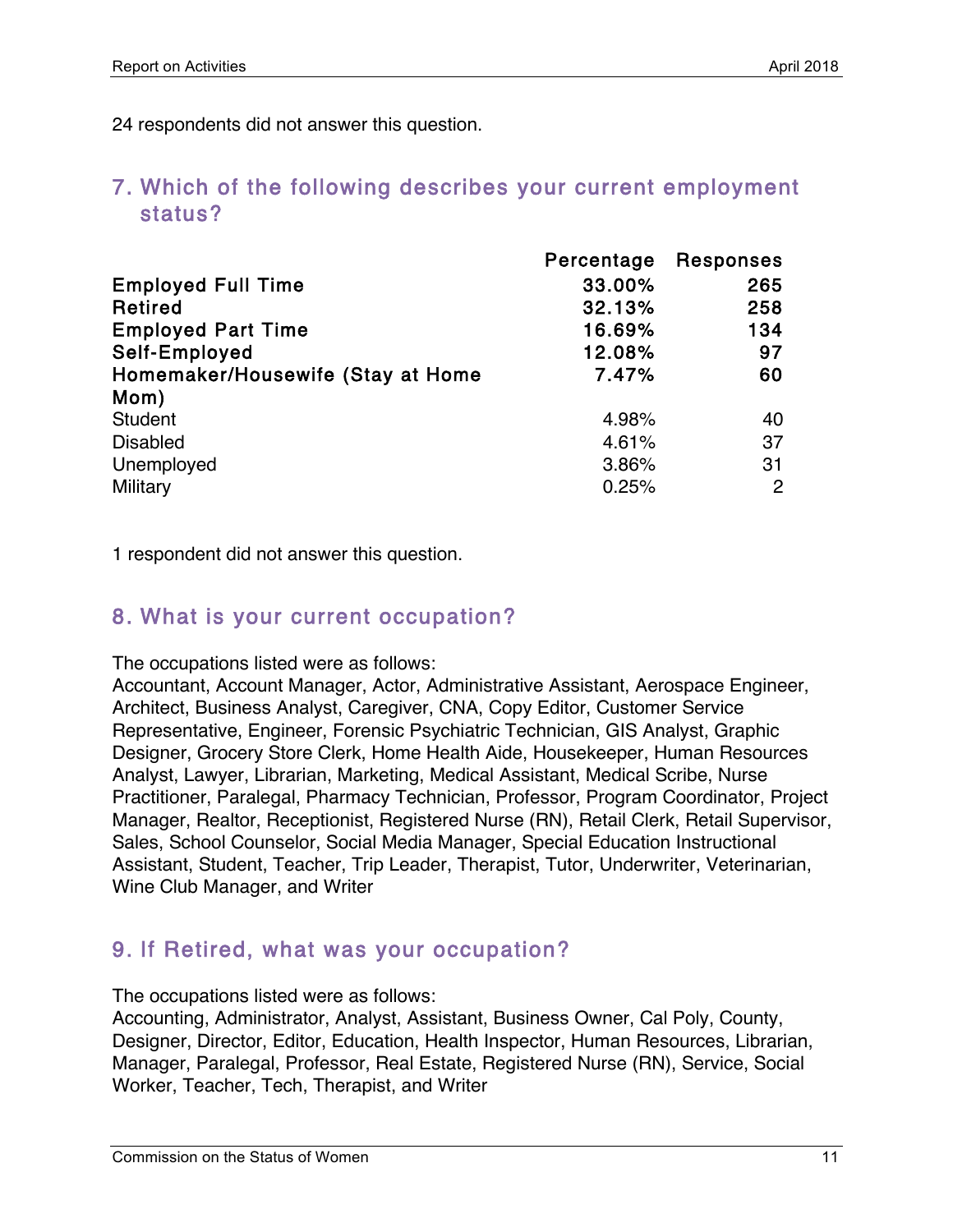24 respondents did not answer this question.

## 7. Which of the following describes your current employment status?

| | Percentage | Responses |
|---|---|---|
| **Employed Full Time** | **33.00%** | **265** |
| **Retired** | **32.13%** | **258** |
| **Employed Part Time** | **16.69%** | **134** |
| **Self-Employed** | **12.08%** | **97** |
| **Homemaker/Housewife (Stay at Home Mom)** | **7.47%** | **60** |
| Student | 4.98% | 40 |
| Disabled | 4.61% | 37 |
| Unemployed | 3.86% | 31 |
| Military | 0.25% | 2 |

1 respondent did not answer this question.

## 8. What is your current occupation?

The occupations listed were as follows:
Accountant, Account Manager, Actor, Administrative Assistant, Aerospace Engineer, Architect, Business Analyst, Caregiver, CNA, Copy Editor, Customer Service Representative, Engineer, Forensic Psychiatric Technician, GIS Analyst, Graphic Designer, Grocery Store Clerk, Home Health Aide, Housekeeper, Human Resources Analyst, Lawyer, Librarian, Marketing, Medical Assistant, Medical Scribe, Nurse Practitioner, Paralegal, Pharmacy Technician, Professor, Program Coordinator, Project Manager, Realtor, Receptionist, Registered Nurse (RN), Retail Clerk, Retail Supervisor, Sales, School Counselor, Social Media Manager, Special Education Instructional Assistant, Student, Teacher, Trip Leader, Therapist, Tutor, Underwriter, Veterinarian, Wine Club Manager, and Writer

## 9. If Retired, what was your occupation?

The occupations listed were as follows:
Accounting, Administrator, Analyst, Assistant, Business Owner, Cal Poly, County, Designer, Director, Editor, Education, Health Inspector, Human Resources, Librarian, Manager, Paralegal, Professor, Real Estate, Registered Nurse (RN), Service, Social Worker, Teacher, Tech, Therapist, and Writer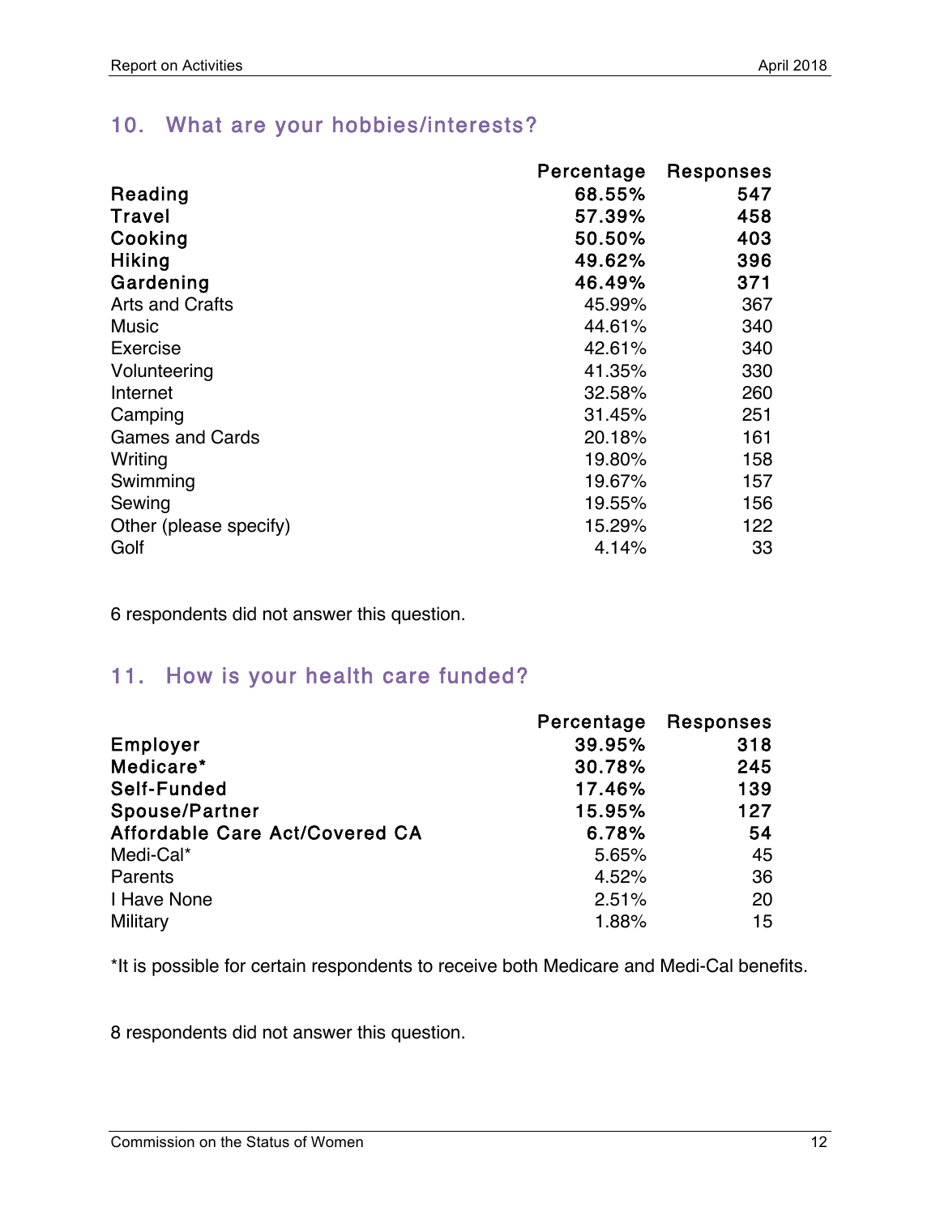## 10. What are your hobbies/interests?

| | Percentage | Responses |
|---|---|---|
| **Reading** | **68.55%** | **547** |
| **Travel** | **57.39%** | **458** |
| **Cooking** | **50.50%** | **403** |
| **Hiking** | **49.62%** | **396** |
| **Gardening** | **46.49%** | **371** |
| Arts and Crafts | 45.99% | 367 |
| Music | 44.61% | 340 |
| Exercise | 42.61% | 340 |
| Volunteering | 41.35% | 330 |
| Internet | 32.58% | 260 |
| Camping | 31.45% | 251 |
| Games and Cards | 20.18% | 161 |
| Writing | 19.80% | 158 |
| Swimming | 19.67% | 157 |
| Sewing | 19.55% | 156 |
| Other (please specify) | 15.29% | 122 |
| Golf | 4.14% | 33 |

6 respondents did not answer this question.

## 11. How is your health care funded?

| | Percentage | Responses |
|---|---|---|
| **Employer** | **39.95%** | **318** |
| **Medicare*** | **30.78%** | **245** |
| **Self-Funded** | **17.46%** | **139** |
| **Spouse/Partner** | **15.95%** | **127** |
| **Affordable Care Act/Covered CA** | **6.78%** | **54** |
| Medi-Cal* | 5.65% | 45 |
| Parents | 4.52% | 36 |
| I Have None | 2.51% | 20 |
| Military | 1.88% | 15 |

*It is possible for certain respondents to receive both Medicare and Medi-Cal benefits.

8 respondents did not answer this question.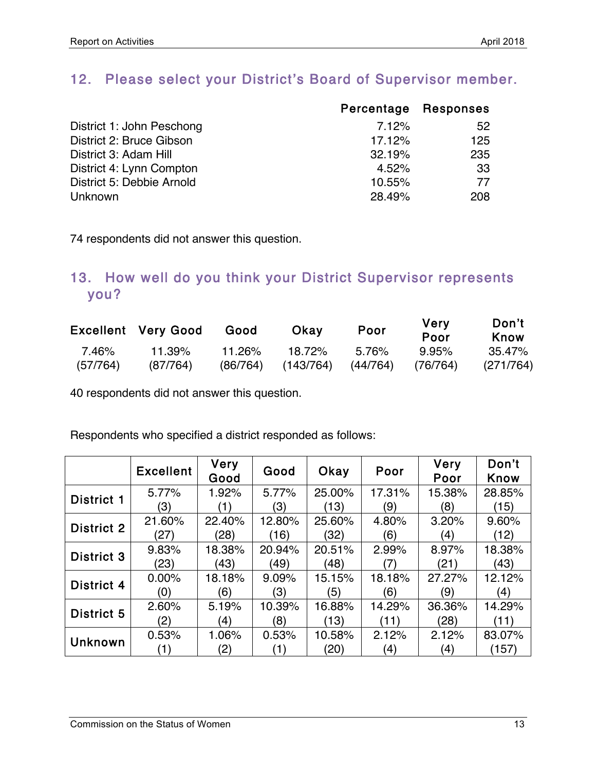## 12. Please select your District's Board of Supervisor member.

| | Percentage | Responses |
|---|---|---|
| District 1: John Peschong | 7.12% | 52 |
| District 2: Bruce Gibson | 17.12% | 125 |
| District 3: Adam Hill | 32.19% | 235 |
| District 4: Lynn Compton | 4.52% | 33 |
| District 5: Debbie Arnold | 10.55% | 77 |
| Unknown | 28.49% | 208 |

74 respondents did not answer this question.

## 13. How well do you think your District Supervisor represents you?

| Excellent | Very Good | Good | Okay | Poor | Very Poor | Don't Know |
|---|---|---|---|---|---|---|
| 7.46% (57/764) | 11.39% (87/764) | 11.26% (86/764) | 18.72% (143/764) | 5.76% (44/764) | 9.95% (76/764) | 35.47% (271/764) |

40 respondents did not answer this question.

Respondents who specified a district responded as follows:

| | Excellent | Very Good | Good | Okay | Poor | Very Poor | Don't Know |
|---|---|---|---|---|---|---|---|
| **District 1** | 5.77% (3) | 1.92% (1) | 5.77% (3) | 25.00% (13) | 17.31% (9) | 15.38% (8) | 28.85% (15) |
| **District 2** | 21.60% (27) | 22.40% (28) | 12.80% (16) | 25.60% (32) | 4.80% (6) | 3.20% (4) | 9.60% (12) |
| **District 3** | 9.83% (23) | 18.38% (43) | 20.94% (49) | 20.51% (48) | 2.99% (7) | 8.97% (21) | 18.38% (43) |
| **District 4** | 0.00% (0) | 18.18% (6) | 9.09% (3) | 15.15% (5) | 18.18% (6) | 27.27% (9) | 12.12% (4) |
| **District 5** | 2.60% (2) | 5.19% (4) | 10.39% (8) | 16.88% (13) | 14.29% (11) | 36.36% (28) | 14.29% (11) |
| **Unknown** | 0.53% (1) | 1.06% (2) | 0.53% (1) | 10.58% (20) | 2.12% (4) | 2.12% (4) | 83.07% (157) |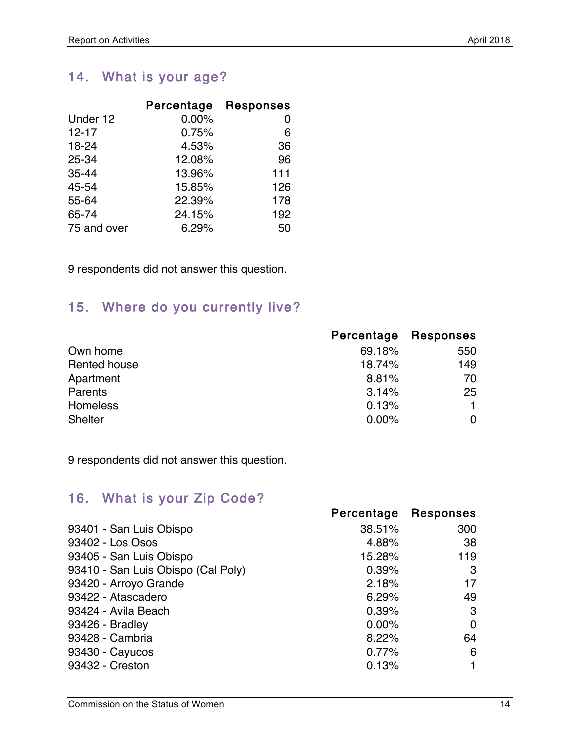## 14. What is your age?

| | Percentage | Responses |
|---|---|---|
| Under 12 | 0.00% | 0 |
| 12-17 | 0.75% | 6 |
| 18-24 | 4.53% | 36 |
| 25-34 | 12.08% | 96 |
| 35-44 | 13.96% | 111 |
| 45-54 | 15.85% | 126 |
| 55-64 | 22.39% | 178 |
| 65-74 | 24.15% | 192 |
| 75 and over | 6.29% | 50 |

9 respondents did not answer this question.

## 15. Where do you currently live?

| | Percentage | Responses |
|---|---|---|
| Own home | 69.18% | 550 |
| Rented house | 18.74% | 149 |
| Apartment | 8.81% | 70 |
| Parents | 3.14% | 25 |
| Homeless | 0.13% | 1 |
| Shelter | 0.00% | 0 |

9 respondents did not answer this question.

## 16. What is your Zip Code?

| | Percentage | Responses |
|---|---|---|
| 93401 - San Luis Obispo | 38.51% | 300 |
| 93402 - Los Osos | 4.88% | 38 |
| 93405 - San Luis Obispo | 15.28% | 119 |
| 93410 - San Luis Obispo (Cal Poly) | 0.39% | 3 |
| 93420 - Arroyo Grande | 2.18% | 17 |
| 93422 - Atascadero | 6.29% | 49 |
| 93424 - Avila Beach | 0.39% | 3 |
| 93426 - Bradley | 0.00% | 0 |
| 93428 - Cambria | 8.22% | 64 |
| 93430 - Cayucos | 0.77% | 6 |
| 93432 - Creston | 0.13% | 1 |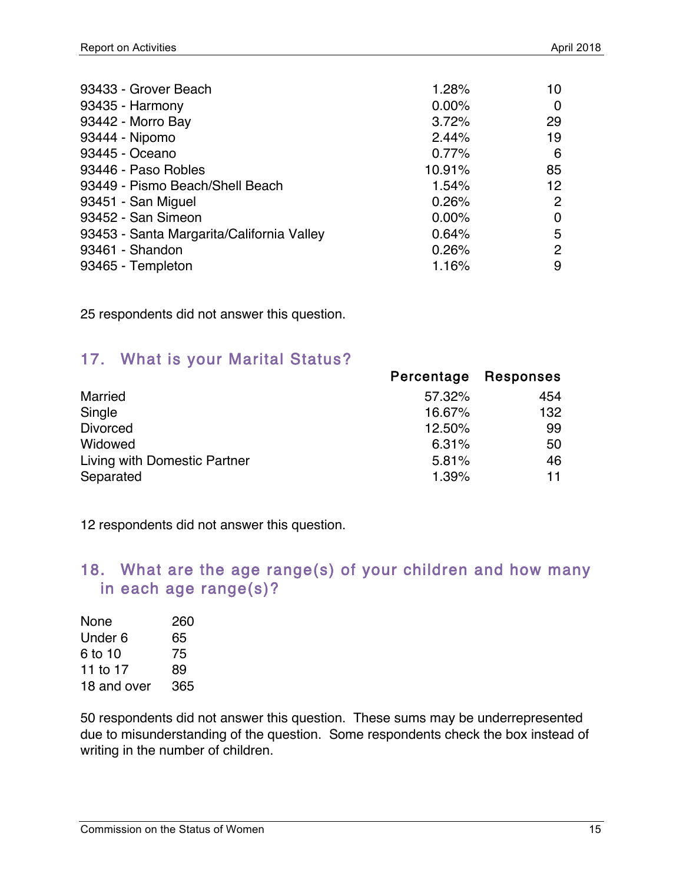| | | |
|---|---|---|
| 93433 - Grover Beach | 1.28% | 10 |
| 93435 - Harmony | 0.00% | 0 |
| 93442 - Morro Bay | 3.72% | 29 |
| 93444 - Nipomo | 2.44% | 19 |
| 93445 - Oceano | 0.77% | 6 |
| 93446 - Paso Robles | 10.91% | 85 |
| 93449 - Pismo Beach/Shell Beach | 1.54% | 12 |
| 93451 - San Miguel | 0.26% | 2 |
| 93452 - San Simeon | 0.00% | 0 |
| 93453 - Santa Margarita/California Valley | 0.64% | 5 |
| 93461 - Shandon | 0.26% | 2 |
| 93465 - Templeton | 1.16% | 9 |

25 respondents did not answer this question.

## 17. What is your Marital Status?

| | Percentage | Responses |
|---|---|---|
| Married | 57.32% | 454 |
| Single | 16.67% | 132 |
| Divorced | 12.50% | 99 |
| Widowed | 6.31% | 50 |
| Living with Domestic Partner | 5.81% | 46 |
| Separated | 1.39% | 11 |

12 respondents did not answer this question.

## 18. What are the age range(s) of your children and how many in each age range(s)?

| | |
|---|---|
| None | 260 |
| Under 6 | 65 |
| 6 to 10 | 75 |
| 11 to 17 | 89 |
| 18 and over | 365 |

50 respondents did not answer this question. These sums may be underrepresented due to misunderstanding of the question. Some respondents check the box instead of writing in the number of children.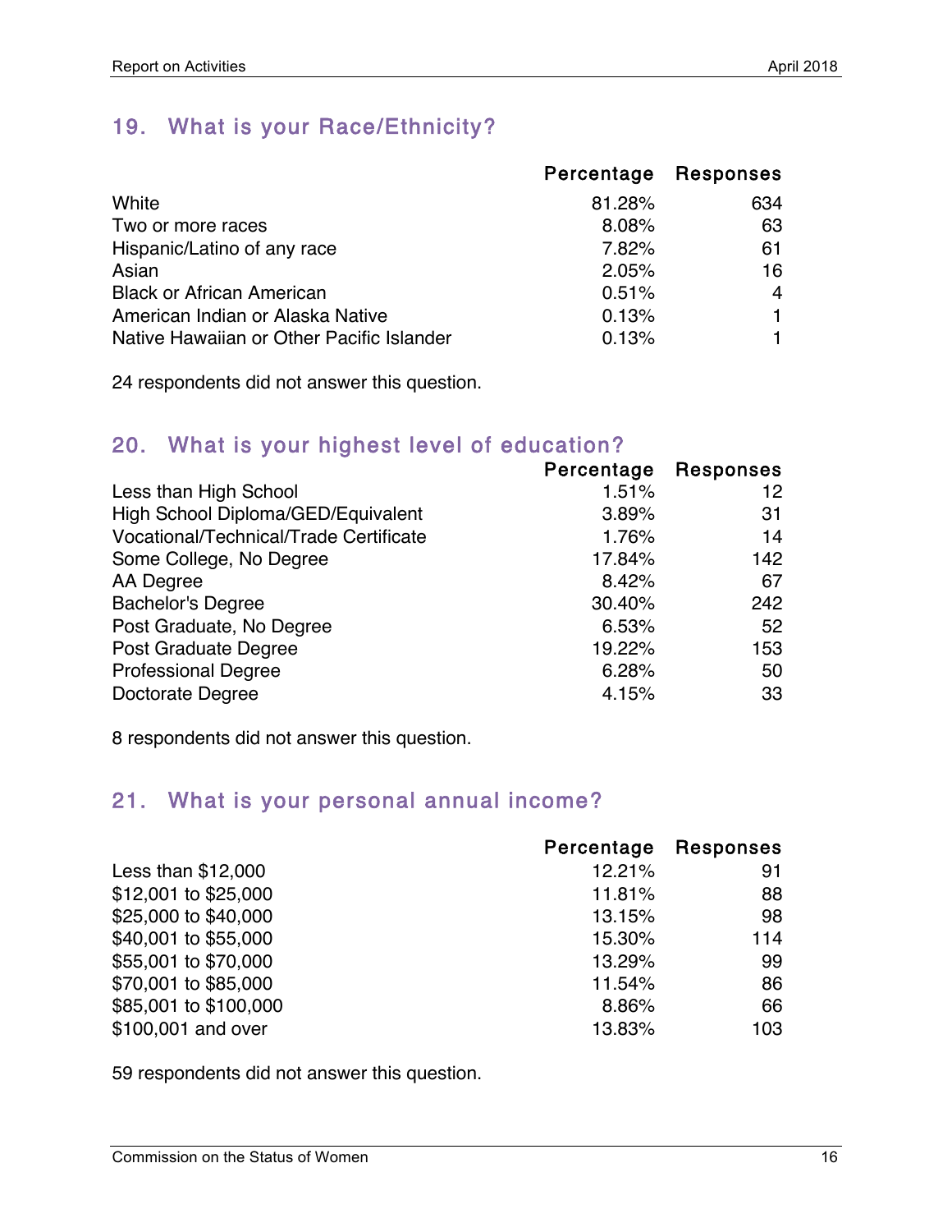## 19. What is your Race/Ethnicity?

| | Percentage | Responses |
|---|---|---|
| White | 81.28% | 634 |
| Two or more races | 8.08% | 63 |
| Hispanic/Latino of any race | 7.82% | 61 |
| Asian | 2.05% | 16 |
| Black or African American | 0.51% | 4 |
| American Indian or Alaska Native | 0.13% | 1 |
| Native Hawaiian or Other Pacific Islander | 0.13% | 1 |

24 respondents did not answer this question.

## 20. What is your highest level of education?

| | Percentage | Responses |
|---|---|---|
| Less than High School | 1.51% | 12 |
| High School Diploma/GED/Equivalent | 3.89% | 31 |
| Vocational/Technical/Trade Certificate | 1.76% | 14 |
| Some College, No Degree | 17.84% | 142 |
| AA Degree | 8.42% | 67 |
| Bachelor's Degree | 30.40% | 242 |
| Post Graduate, No Degree | 6.53% | 52 |
| Post Graduate Degree | 19.22% | 153 |
| Professional Degree | 6.28% | 50 |
| Doctorate Degree | 4.15% | 33 |

8 respondents did not answer this question.

## 21. What is your personal annual income?

| | Percentage | Responses |
|---|---|---|
| Less than $12,000 | 12.21% | 91 |
| $12,001 to $25,000 | 11.81% | 88 |
| $25,000 to $40,000 | 13.15% | 98 |
| $40,001 to $55,000 | 15.30% | 114 |
| $55,001 to $70,000 | 13.29% | 99 |
| $70,001 to $85,000 | 11.54% | 86 |
| $85,001 to $100,000 | 8.86% | 66 |
| $100,001 and over | 13.83% | 103 |

59 respondents did not answer this question.